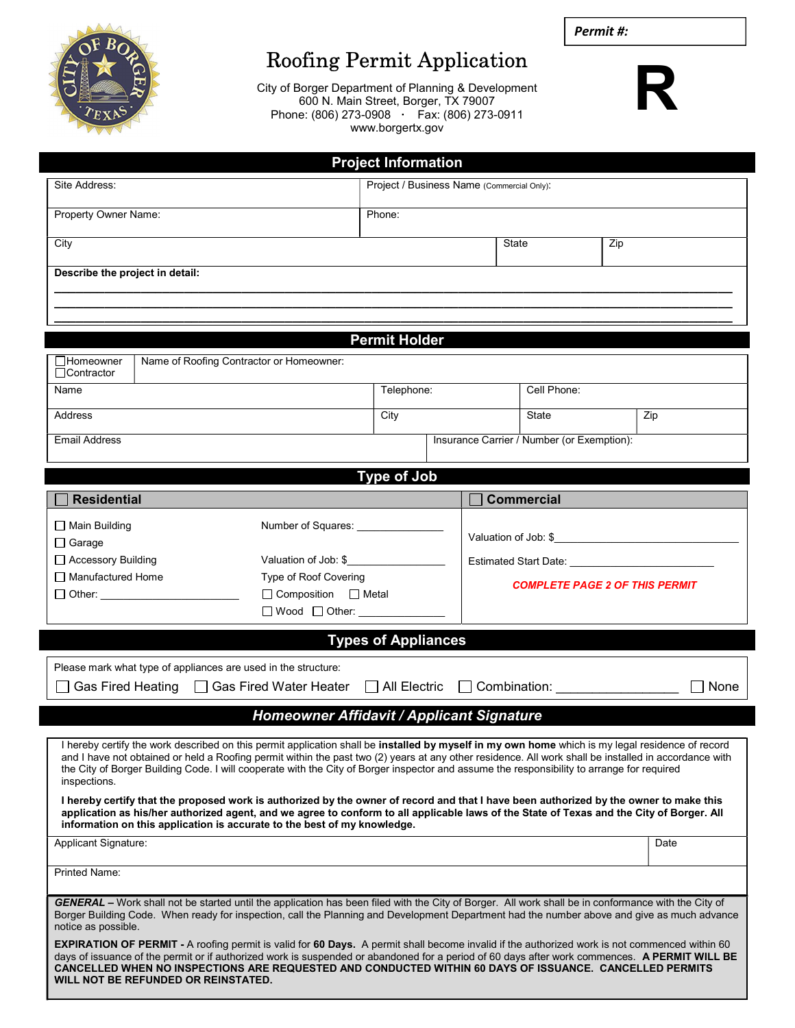**Permit #:**

# Roofing Permit Application

City of Borger Department of Planning & Development
600 N. Main Street, Borger, TX 79007
Phone: (806) 273-0908 · Fax: (806) 273-0911
www.borgertx.gov

**R**

## Project Information

| Site Address: | Project / Business Name (Commercial Only): | |
|---|---|---|
| Property Owner Name: | Phone: | |
| City | State | Zip |

**Describe the project in detail:**

______________________________________________________________________________

______________________________________________________________________________

______________________________________________________________________________

## Permit Holder

| ☐ Homeowner ☐ Contractor | Name of Roofing Contractor or Homeowner: | | |
|---|---|---|---|
| Name | Telephone: | Cell Phone: | |
| Address | City | State | Zip |
| Email Address | Insurance Carrier / Number (or Exemption): | | |

## Type of Job

### ☐ Residential

- ☐ Main Building
- ☐ Garage
- ☐ Accessory Building
- ☐ Manufactured Home
- ☐ Other: ____________________

Number of Squares: _______________

Valuation of Job: $_______________

Type of Roof Covering

☐ Composition ☐ Metal

☐ Wood ☐ Other: _______________

### ☐ Commercial

Valuation of Job: $____________________________

Estimated Start Date: _________________________

***COMPLETE PAGE 2 OF THIS PERMIT***

## Types of Appliances

Please mark what type of appliances are used in the structure:

☐ Gas Fired Heating ☐ Gas Fired Water Heater ☐ All Electric ☐ Combination: _________________ ☐ None

## *Homeowner Affidavit / Applicant Signature*

I hereby certify the work described on this permit application shall be **installed by myself in my own home** which is my legal residence of record and I have not obtained or held a Roofing permit within the past two (2) years at any other residence. All work shall be installed in accordance with the City of Borger Building Code. I will cooperate with the City of Borger inspector and assume the responsibility to arrange for required inspections.

**I hereby certify that the proposed work is authorized by the owner of record and that I have been authorized by the owner to make this application as his/her authorized agent, and we agree to conform to all applicable laws of the State of Texas and the City of Borger. All information on this application is accurate to the best of my knowledge.**

| Applicant Signature: | Date |
|---|---|
| Printed Name: | |

***GENERAL –*** Work shall not be started until the application has been filed with the City of Borger. All work shall be in conformance with the City of Borger Building Code. When ready for inspection, call the Planning and Development Department had the number above and give as much advance notice as possible.

**EXPIRATION OF PERMIT -** A roofing permit is valid for **60 Days.** A permit shall become invalid if the authorized work is not commenced within 60 days of issuance of the permit or if authorized work is suspended or abandoned for a period of 60 days after work commences. **A PERMIT WILL BE CANCELLED WHEN NO INSPECTIONS ARE REQUESTED AND CONDUCTED WITHIN 60 DAYS OF ISSUANCE. CANCELLED PERMITS WILL NOT BE REFUNDED OR REINSTATED.**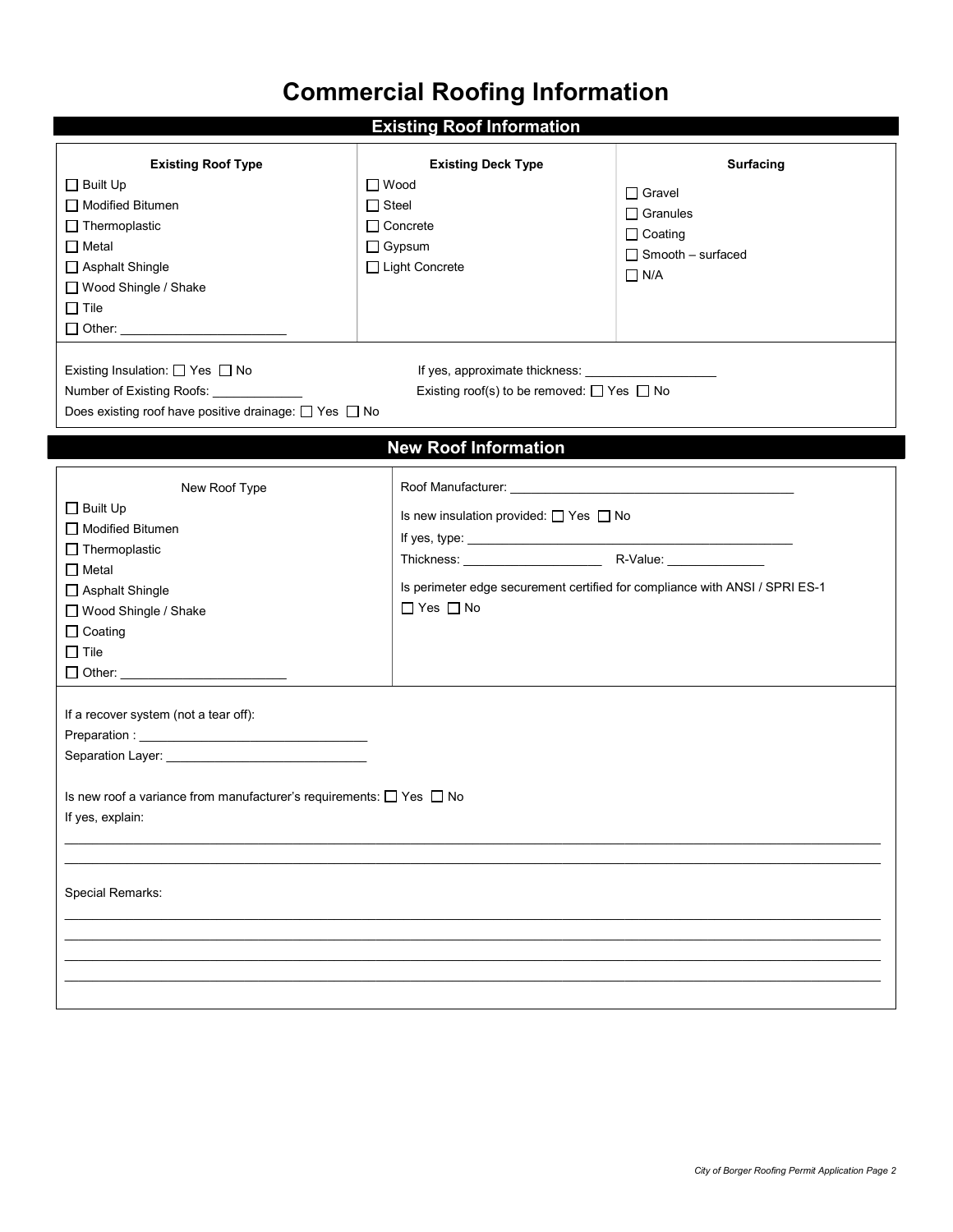# Commercial Roofing Information

## Existing Roof Information

| Existing Roof Type | Existing Deck Type | Surfacing |
| --- | --- | --- |
| ☐ Built Up | ☐ Wood | ☐ Gravel |
| ☐ Modified Bitumen | ☐ Steel | ☐ Granules |
| ☐ Thermoplastic | ☐ Concrete | ☐ Coating |
| ☐ Metal | ☐ Gypsum | ☐ Smooth – surfaced |
| ☐ Asphalt Shingle | ☐ Light Concrete | ☐ N/A |
| ☐ Wood Shingle / Shake | | |
| ☐ Tile | | |
| ☐ Other: ________________________ | | |

Existing Insulation: ☐ Yes ☐ No If yes, approximate thickness: ___________________

Number of Existing Roofs: _____________ Existing roof(s) to be removed: ☐ Yes ☐ No

Does existing roof have positive drainage: ☐ Yes ☐ No

## New Roof Information

New Roof Type

☐ Built Up
☐ Modified Bitumen
☐ Thermoplastic
☐ Metal
☐ Asphalt Shingle
☐ Wood Shingle / Shake
☐ Coating
☐ Tile
☐ Other: ________________________

Roof Manufacturer: ________________________________________

Is new insulation provided: ☐ Yes ☐ No

If yes, type: ________________________________________________

Thickness: ____________________ R-Value: ______________

Is perimeter edge securement certified for compliance with ANSI / SPRI ES-1

☐ Yes ☐ No

If a recover system (not a tear off):

Preparation : ________________________________

Separation Layer: ______________________________

Is new roof a variance from manufacturer's requirements: ☐ Yes ☐ No

If yes, explain:

______________________________________________________________________________________________

______________________________________________________________________________________________

Special Remarks:

______________________________________________________________________________________________

______________________________________________________________________________________________

______________________________________________________________________________________________

______________________________________________________________________________________________